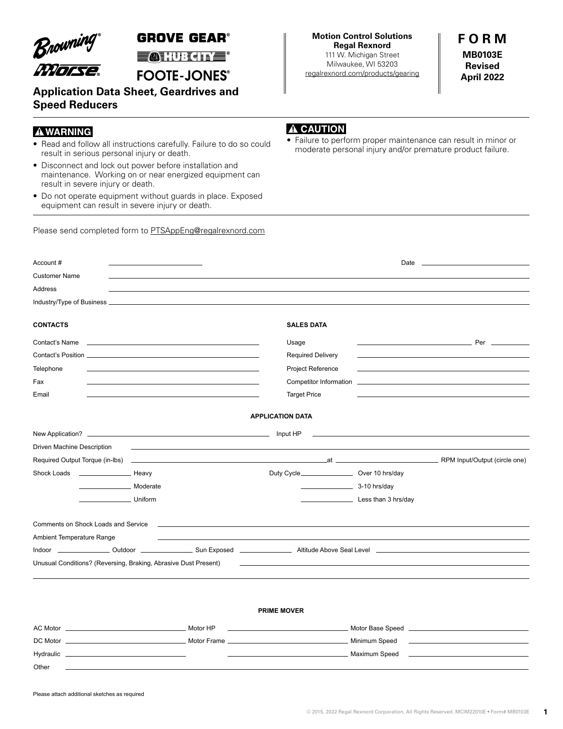Browning® Morse® GROVE GEAR® HUB CITY® FOOTE-JONES®

**Motion Control Solutions**
**Regal Rexnord**
111 W. Michigan Street
Milwaukee, WI 53203
regalrexnord.com/products/gearing

**FORM**
**MB0103E**
**Revised April 2022**

# Application Data Sheet, Geardrives and Speed Reducers

**⚠ WARNING**

- Read and follow all instructions carefully. Failure to do so could result in serious personal injury or death.
- Disconnect and lock out power before installation and maintenance. Working on or near energized equipment can result in severe injury or death.
- Do not operate equipment without guards in place. Exposed equipment can result in severe injury or death.

**⚠ CAUTION**

- Failure to perform proper maintenance can result in minor or moderate personal injury and/or premature product failure.

Please send completed form to PTSAppEng@regalrexnord.com

Account # ____________ Date ____________

Customer Name ____________

Address ____________

Industry/Type of Business ____________

**CONTACTS**

Contact's Name ____________

Contact's Position ____________

Telephone ____________

Fax ____________

Email ____________

**SALES DATA**

Usage ____________ Per ____________

Required Delivery ____________

Project Reference ____________

Competitor Information ____________

Target Price ____________

**APPLICATION DATA**

New Application? ____________ Input HP ____________

Driven Machine Description ____________

Required Output Torque (in-lbs) ____________ at ____________ RPM Input/Output (circle one)

Shock Loads ____________ Heavy Duty Cycle ____________ Over 10 hrs/day

____________ Moderate ____________ 3-10 hrs/day

____________ Uniform ____________ Less than 3 hrs/day

Comments on Shock Loads and Service ____________

Ambient Temperature Range ____________

Indoor ____________ Outdoor ____________ Sun Exposed ____________ Altitude Above Seal Level ____________

Unusual Conditions? (Reversing, Braking, Abrasive Dust Present) ____________

**PRIME MOVER**

AC Motor ____________ Motor HP ____________ Motor Base Speed ____________

DC Motor ____________ Motor Frame ____________ Minimum Speed ____________

Hydraulic ____________ ____________ Maximum Speed ____________

Other ____________

Please attach additional sketches as required

© 2015, 2022 Regal Rexnord Corporation, All Rights Reserved. MCIM22010E • Form# MB0103E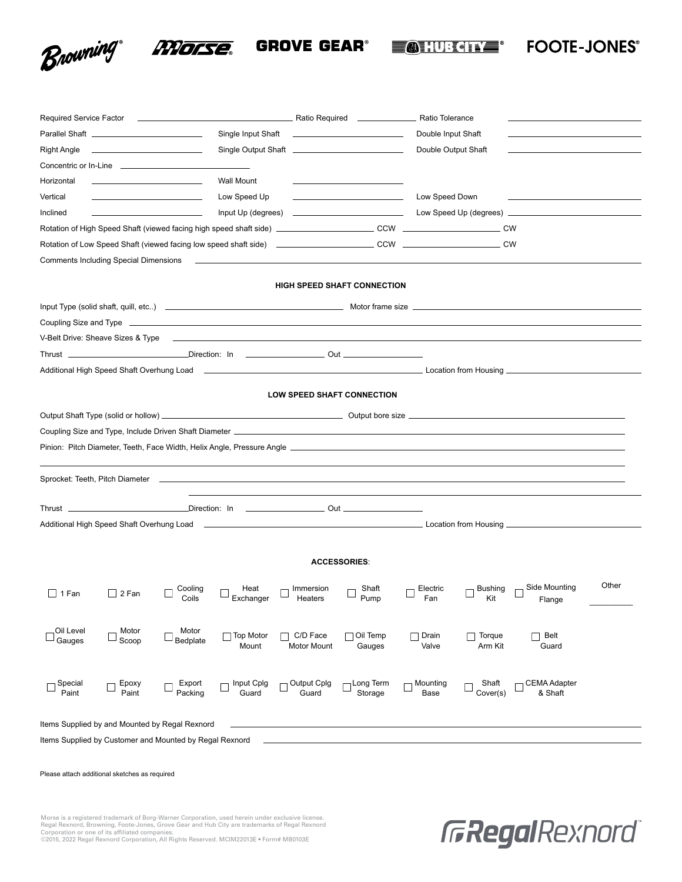Browning® Morse® GROVE GEAR® HUB CITY® FOOTE-JONES®

Required Service Factor \_\_\_\_\_\_\_\_\_\_ Ratio Required \_\_\_\_\_\_\_\_\_\_ Ratio Tolerance \_\_\_\_\_\_\_\_\_\_

Parallel Shaft \_\_\_\_\_\_\_\_\_\_ Single Input Shaft \_\_\_\_\_\_\_\_\_\_ Double Input Shaft \_\_\_\_\_\_\_\_\_\_

Right Angle \_\_\_\_\_\_\_\_\_\_ Single Output Shaft \_\_\_\_\_\_\_\_\_\_ Double Output Shaft \_\_\_\_\_\_\_\_\_\_

Concentric or In-Line \_\_\_\_\_\_\_\_\_\_

Horizontal \_\_\_\_\_\_\_\_\_\_ Wall Mount \_\_\_\_\_\_\_\_\_\_

Vertical \_\_\_\_\_\_\_\_\_\_ Low Speed Up \_\_\_\_\_\_\_\_\_\_ Low Speed Down \_\_\_\_\_\_\_\_\_\_

Inclined \_\_\_\_\_\_\_\_\_\_ Input Up (degrees) \_\_\_\_\_\_\_\_\_\_ Low Speed Up (degrees) \_\_\_\_\_\_\_\_\_\_

Rotation of High Speed Shaft (viewed facing high speed shaft side) \_\_\_\_\_\_\_\_\_\_ CCW \_\_\_\_\_\_\_\_\_\_ CW

Rotation of Low Speed Shaft (viewed facing low speed shaft side) \_\_\_\_\_\_\_\_\_\_ CCW \_\_\_\_\_\_\_\_\_\_ CW

Comments Including Special Dimensions \_\_\_\_\_\_\_\_\_\_

**HIGH SPEED SHAFT CONNECTION**

Input Type (solid shaft, quill, etc..) \_\_\_\_\_\_\_\_\_\_ Motor frame size \_\_\_\_\_\_\_\_\_\_

Coupling Size and Type \_\_\_\_\_\_\_\_\_\_

V-Belt Drive: Sheave Sizes & Type \_\_\_\_\_\_\_\_\_\_

Thrust \_\_\_\_\_\_\_\_\_\_ Direction: In \_\_\_\_\_\_\_\_\_\_ Out \_\_\_\_\_\_\_\_\_\_

Additional High Speed Shaft Overhung Load \_\_\_\_\_\_\_\_\_\_ Location from Housing \_\_\_\_\_\_\_\_\_\_

**LOW SPEED SHAFT CONNECTION**

Output Shaft Type (solid or hollow) \_\_\_\_\_\_\_\_\_\_ Output bore size \_\_\_\_\_\_\_\_\_\_

Coupling Size and Type, Include Driven Shaft Diameter \_\_\_\_\_\_\_\_\_\_

Pinion: Pitch Diameter, Teeth, Face Width, Helix Angle, Pressure Angle \_\_\_\_\_\_\_\_\_\_

Sprocket: Teeth, Pitch Diameter \_\_\_\_\_\_\_\_\_\_

Thrust \_\_\_\_\_\_\_\_\_\_ Direction: In \_\_\_\_\_\_\_\_\_\_ Out \_\_\_\_\_\_\_\_\_\_

Additional High Speed Shaft Overhung Load \_\_\_\_\_\_\_\_\_\_ Location from Housing \_\_\_\_\_\_\_\_\_\_

**ACCESSORIES**:

| | | | | | | | | | |
|---|---|---|---|---|---|---|---|---|---|
| ☐ 1 Fan | ☐ 2 Fan | ☐ Cooling Coils | ☐ Heat Exchanger | ☐ Immersion Heaters | ☐ Shaft Pump | ☐ Electric Fan | ☐ Bushing Kit | ☐ Side Mounting Flange | Other \_\_\_\_\_\_ |
| ☐ Oil Level Gauges | ☐ Motor Scoop | ☐ Motor Bedplate | ☐ Top Motor Mount | ☐ C/D Face Motor Mount | ☐ Oil Temp Gauges | ☐ Drain Valve | ☐ Torque Arm Kit | ☐ Belt Guard | |
| ☐ Special Paint | ☐ Epoxy Paint | ☐ Export Packing | ☐ Input Cplg Guard | ☐ Output Cplg Guard | ☐ Long Term Storage | ☐ Mounting Base | ☐ Shaft Cover(s) | ☐ CEMA Adapter & Shaft | |

Items Supplied by and Mounted by Regal Rexnord \_\_\_\_\_\_\_\_\_\_

Items Supplied by Customer and Mounted by Regal Rexnord \_\_\_\_\_\_\_\_\_\_

Please attach additional sketches as required

Morse is a registered trademark of Borg-Warner Corporation, used herein under exclusive license.
Regal Rexnord, Browning, Foote-Jones, Grove Gear and Hub City are trademarks of Regal Rexnord Corporation or one of its affiliated companies.
©2015, 2022 Regal Rexnord Corporation, All Rights Reserved. MCIM22013E • Form# MB0103E

RegalRexnord™